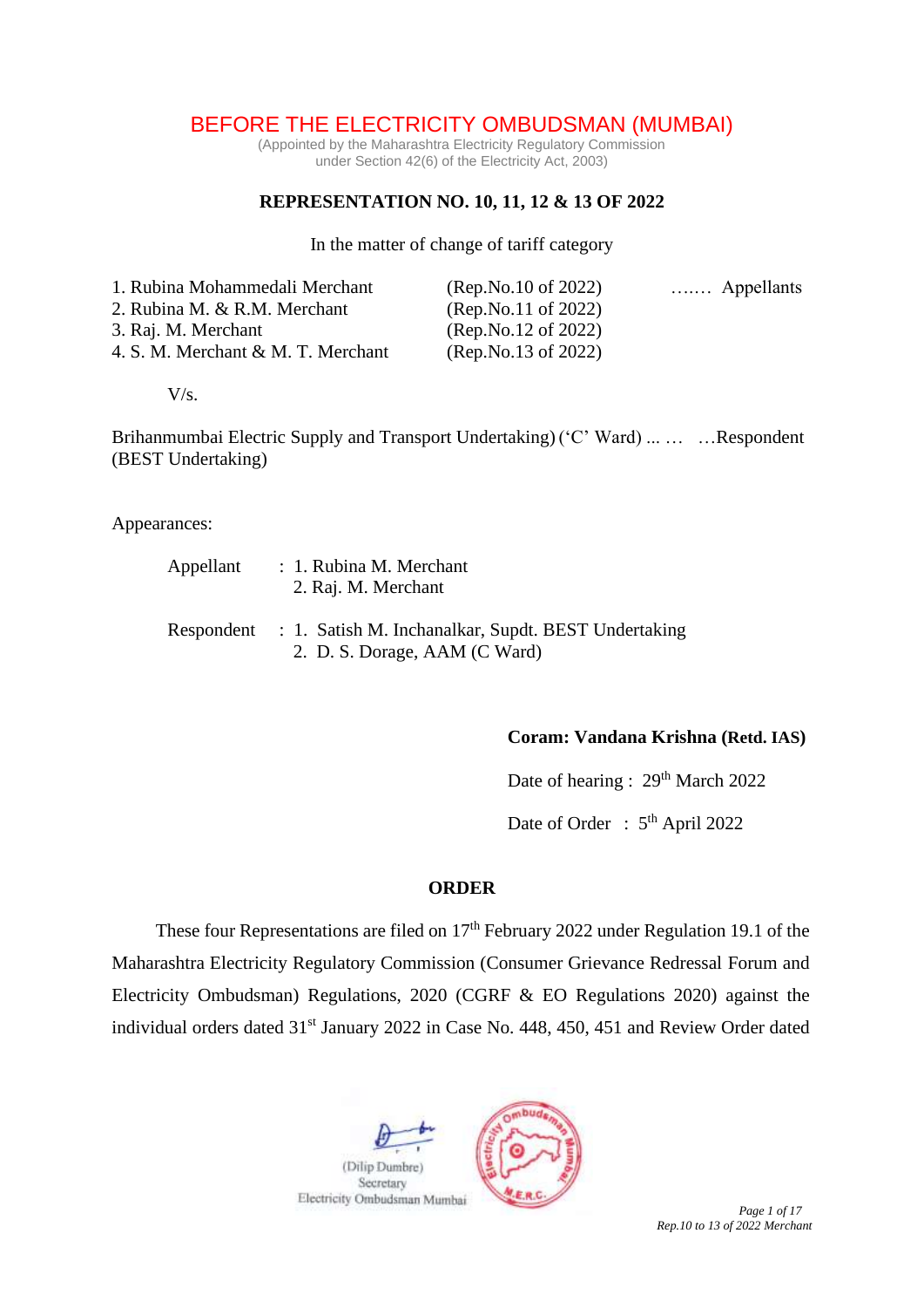# BEFORE THE ELECTRICITY OMBUDSMAN (MUMBAI)

(Appointed by the Maharashtra Electricity Regulatory Commission
under Section 42(6) of the Electricity Act, 2003)

## REPRESENTATION NO. 10, 11, 12 & 13 OF 2022

In the matter of change of tariff category

| | | |
|---|---|---|
| 1. Rubina Mohammedali Merchant | (Rep.No.10 of 2022) | ……. Appellants |
| 2. Rubina M. & R.M. Merchant | (Rep.No.11 of 2022) | |
| 3. Raj. M. Merchant | (Rep.No.12 of 2022) | |
| 4. S. M. Merchant & M. T. Merchant | (Rep.No.13 of 2022) | |

V/s.

Brihanmumbai Electric Supply and Transport Undertaking) (‘C’ Ward) ... … …Respondent
(BEST Undertaking)

Appearances:

Appellant : 1. Rubina M. Merchant
2. Raj. M. Merchant

Respondent : 1. Satish M. Inchanalkar, Supdt. BEST Undertaking
2. D. S. Dorage, AAM (C Ward)

**Coram: Vandana Krishna (Retd. IAS)**

Date of hearing : 29th March 2022

Date of Order : 5th April 2022

## ORDER

These four Representations are filed on 17th February 2022 under Regulation 19.1 of the Maharashtra Electricity Regulatory Commission (Consumer Grievance Redressal Forum and Electricity Ombudsman) Regulations, 2020 (CGRF & EO Regulations 2020) against the individual orders dated 31st January 2022 in Case No. 448, 450, 451 and Review Order dated

(Dilip Dumbre)
Secretary
Electricity Ombudsman Mumbai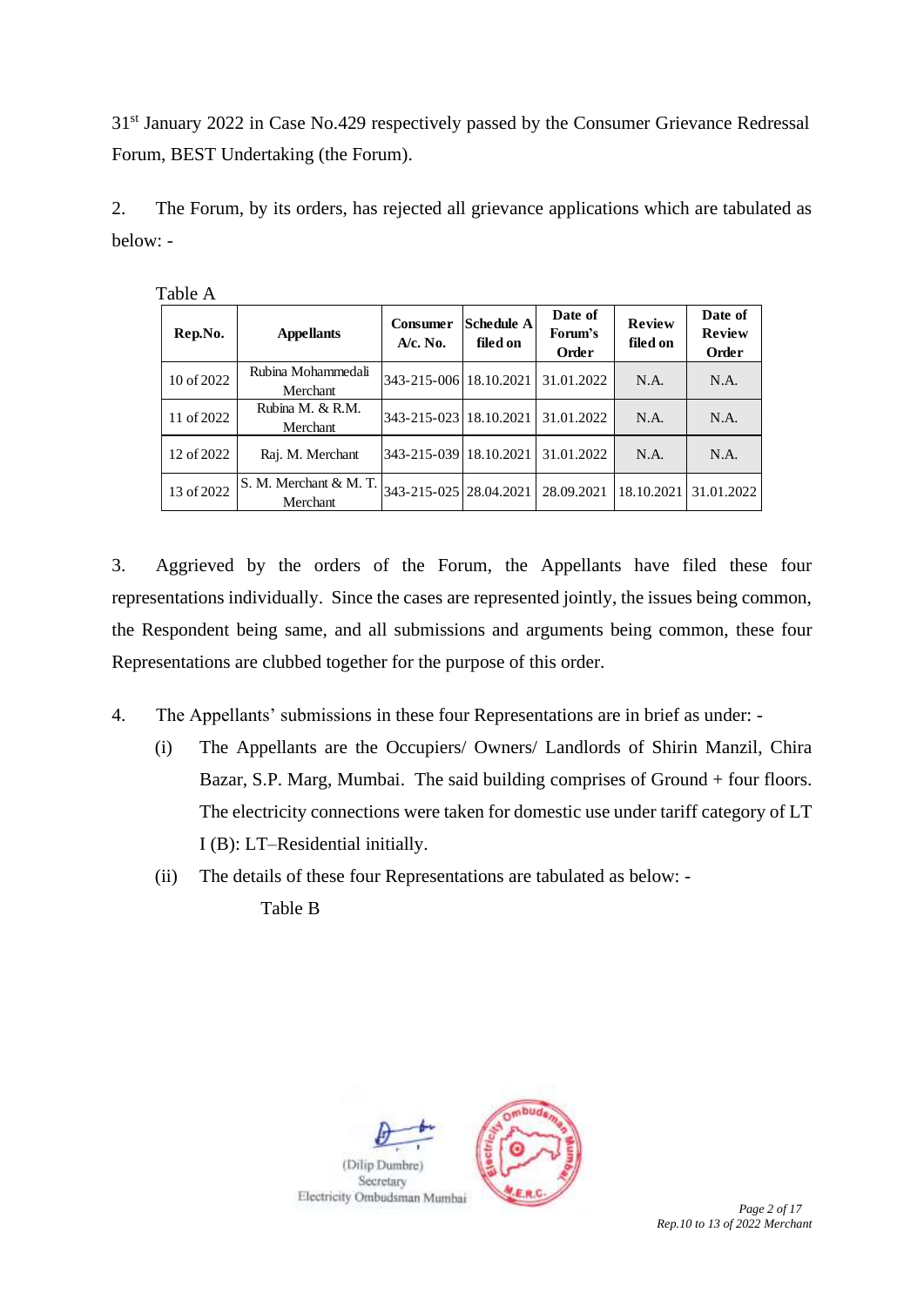31st January 2022 in Case No.429 respectively passed by the Consumer Grievance Redressal Forum, BEST Undertaking (the Forum).

2. The Forum, by its orders, has rejected all grievance applications which are tabulated as below: -

Table A

| Rep.No. | Appellants | Consumer A/c. No. | Schedule A filed on | Date of Forum's Order | Review filed on | Date of Review Order |
|---|---|---|---|---|---|---|
| 10 of 2022 | Rubina Mohammedali Merchant | 343-215-006 | 18.10.2021 | 31.01.2022 | N.A. | N.A. |
| 11 of 2022 | Rubina M. & R.M. Merchant | 343-215-023 | 18.10.2021 | 31.01.2022 | N.A. | N.A. |
| 12 of 2022 | Raj. M. Merchant | 343-215-039 | 18.10.2021 | 31.01.2022 | N.A. | N.A. |
| 13 of 2022 | S. M. Merchant & M. T. Merchant | 343-215-025 | 28.04.2021 | 28.09.2021 | 18.10.2021 | 31.01.2022 |

3. Aggrieved by the orders of the Forum, the Appellants have filed these four representations individually. Since the cases are represented jointly, the issues being common, the Respondent being same, and all submissions and arguments being common, these four Representations are clubbed together for the purpose of this order.

4. The Appellants' submissions in these four Representations are in brief as under: -

(i) The Appellants are the Occupiers/ Owners/ Landlords of Shirin Manzil, Chira Bazar, S.P. Marg, Mumbai. The said building comprises of Ground + four floors. The electricity connections were taken for domestic use under tariff category of LT I (B): LT–Residential initially.

(ii) The details of these four Representations are tabulated as below: -

Table B

(Dilip Dumbre)
Secretary
Electricity Ombudsman Mumbai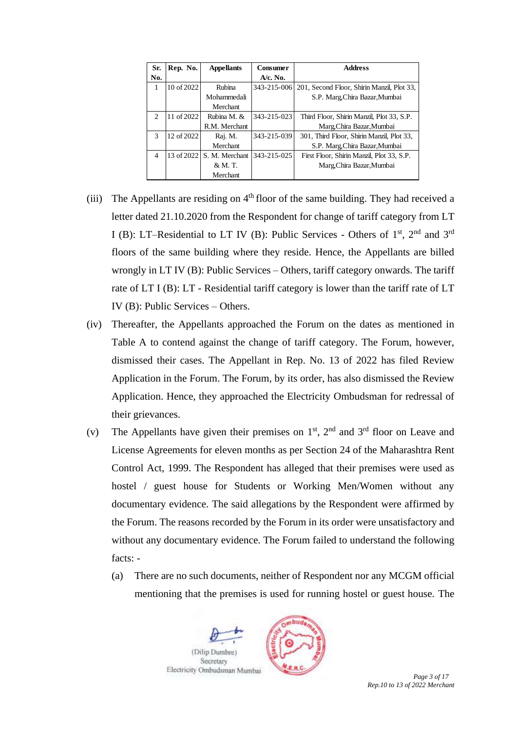| Sr. No. | Rep. No. | Appellants | Consumer A/c. No. | Address |
|---|---|---|---|---|
| 1 | 10 of 2022 | Rubina Mohammedali Merchant | 343-215-006 | 201, Second Floor, Shirin Manzil, Plot 33, S.P. Marg,Chira Bazar,Mumbai |
| 2 | 11 of 2022 | Rubina M. & R.M. Merchant | 343-215-023 | Third Floor, Shirin Manzil, Plot 33, S.P. Marg,Chira Bazar,Mumbai |
| 3 | 12 of 2022 | Raj. M. Merchant | 343-215-039 | 301, Third Floor, Shirin Manzil, Plot 33, S.P. Marg,Chira Bazar,Mumbai |
| 4 | 13 of 2022 | S. M. Merchant & M. T. Merchant | 343-215-025 | First Floor, Shirin Manzil, Plot 33, S.P. Marg,Chira Bazar,Mumbai |

(iii) The Appellants are residing on 4th floor of the same building. They had received a letter dated 21.10.2020 from the Respondent for change of tariff category from LT I (B): LT–Residential to LT IV (B): Public Services - Others of 1st, 2nd and 3rd floors of the same building where they reside. Hence, the Appellants are billed wrongly in LT IV (B): Public Services – Others, tariff category onwards. The tariff rate of LT I (B): LT - Residential tariff category is lower than the tariff rate of LT IV (B): Public Services – Others.

(iv) Thereafter, the Appellants approached the Forum on the dates as mentioned in Table A to contend against the change of tariff category. The Forum, however, dismissed their cases. The Appellant in Rep. No. 13 of 2022 has filed Review Application in the Forum. The Forum, by its order, has also dismissed the Review Application. Hence, they approached the Electricity Ombudsman for redressal of their grievances.

(v) The Appellants have given their premises on 1st, 2nd and 3rd floor on Leave and License Agreements for eleven months as per Section 24 of the Maharashtra Rent Control Act, 1999. The Respondent has alleged that their premises were used as hostel / guest house for Students or Working Men/Women without any documentary evidence. The said allegations by the Respondent were affirmed by the Forum. The reasons recorded by the Forum in its order were unsatisfactory and without any documentary evidence. The Forum failed to understand the following facts: -

(a) There are no such documents, neither of Respondent nor any MCGM official mentioning that the premises is used for running hostel or guest house. The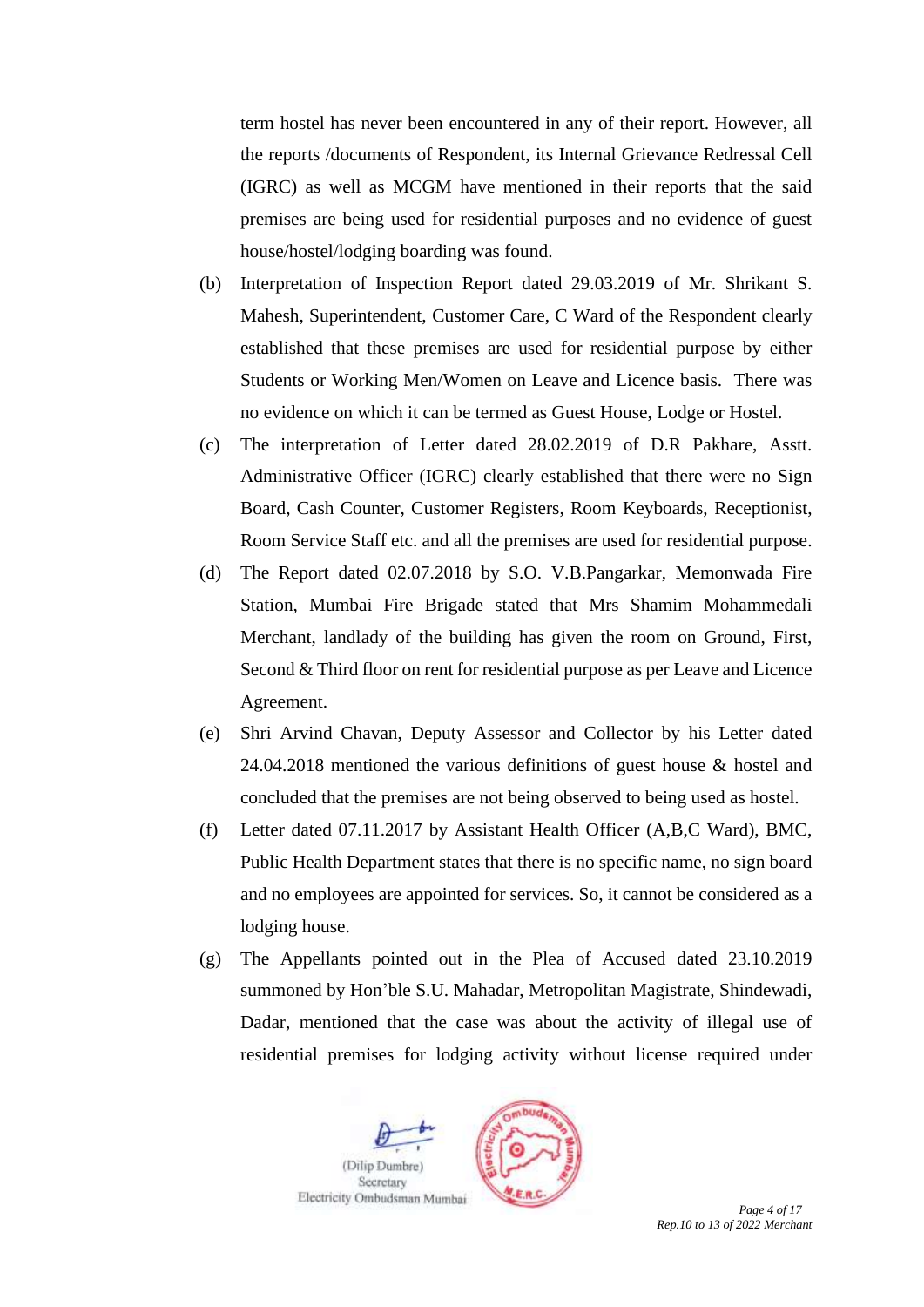term hostel has never been encountered in any of their report. However, all the reports /documents of Respondent, its Internal Grievance Redressal Cell (IGRC) as well as MCGM have mentioned in their reports that the said premises are being used for residential purposes and no evidence of guest house/hostel/lodging boarding was found.

(b) Interpretation of Inspection Report dated 29.03.2019 of Mr. Shrikant S. Mahesh, Superintendent, Customer Care, C Ward of the Respondent clearly established that these premises are used for residential purpose by either Students or Working Men/Women on Leave and Licence basis. There was no evidence on which it can be termed as Guest House, Lodge or Hostel.

(c) The interpretation of Letter dated 28.02.2019 of D.R Pakhare, Asstt. Administrative Officer (IGRC) clearly established that there were no Sign Board, Cash Counter, Customer Registers, Room Keyboards, Receptionist, Room Service Staff etc. and all the premises are used for residential purpose.

(d) The Report dated 02.07.2018 by S.O. V.B.Pangarkar, Memonwada Fire Station, Mumbai Fire Brigade stated that Mrs Shamim Mohammedali Merchant, landlady of the building has given the room on Ground, First, Second & Third floor on rent for residential purpose as per Leave and Licence Agreement.

(e) Shri Arvind Chavan, Deputy Assessor and Collector by his Letter dated 24.04.2018 mentioned the various definitions of guest house & hostel and concluded that the premises are not being observed to being used as hostel.

(f) Letter dated 07.11.2017 by Assistant Health Officer (A,B,C Ward), BMC, Public Health Department states that there is no specific name, no sign board and no employees are appointed for services. So, it cannot be considered as a lodging house.

(g) The Appellants pointed out in the Plea of Accused dated 23.10.2019 summoned by Hon'ble S.U. Mahadar, Metropolitan Magistrate, Shindewadi, Dadar, mentioned that the case was about the activity of illegal use of residential premises for lodging activity without license required under

(Dilip Dumbre)
Secretary
Electricity Ombudsman Mumbai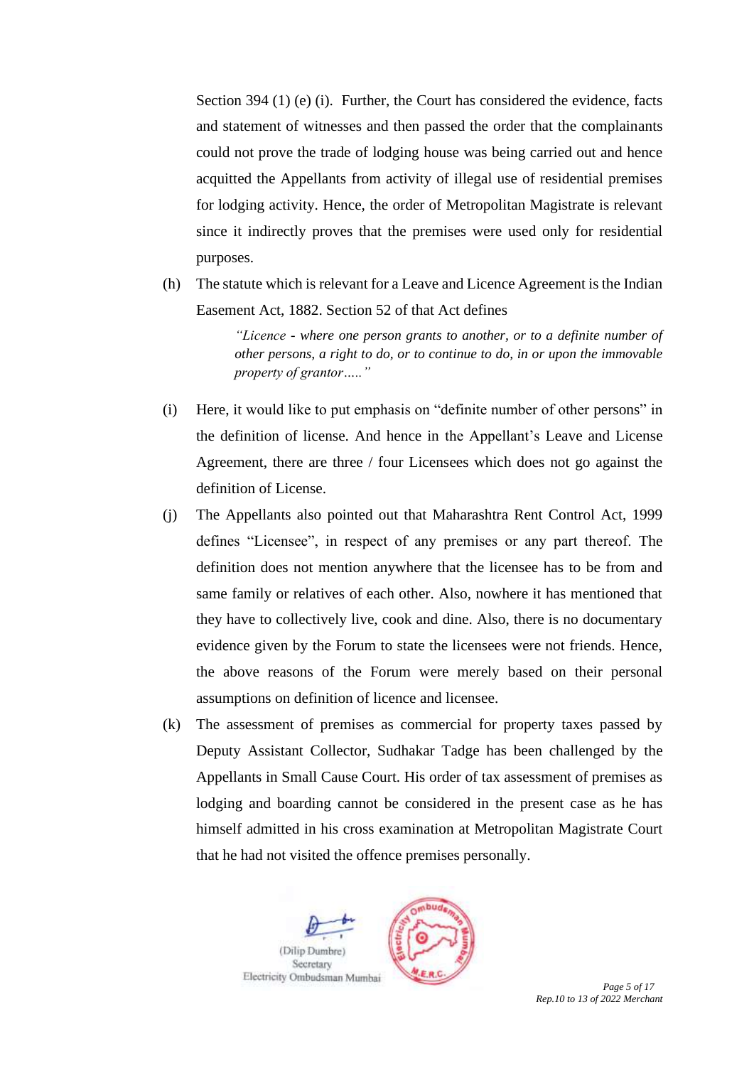Section 394 (1) (e) (i). Further, the Court has considered the evidence, facts and statement of witnesses and then passed the order that the complainants could not prove the trade of lodging house was being carried out and hence acquitted the Appellants from activity of illegal use of residential premises for lodging activity. Hence, the order of Metropolitan Magistrate is relevant since it indirectly proves that the premises were used only for residential purposes.

(h) The statute which is relevant for a Leave and Licence Agreement is the Indian Easement Act, 1882. Section 52 of that Act defines

> *"Licence - where one person grants to another, or to a definite number of other persons, a right to do, or to continue to do, in or upon the immovable property of grantor….."*

(i) Here, it would like to put emphasis on "definite number of other persons" in the definition of license. And hence in the Appellant's Leave and License Agreement, there are three / four Licensees which does not go against the definition of License.

(j) The Appellants also pointed out that Maharashtra Rent Control Act, 1999 defines "Licensee", in respect of any premises or any part thereof. The definition does not mention anywhere that the licensee has to be from and same family or relatives of each other. Also, nowhere it has mentioned that they have to collectively live, cook and dine. Also, there is no documentary evidence given by the Forum to state the licensees were not friends. Hence, the above reasons of the Forum were merely based on their personal assumptions on definition of licence and licensee.

(k) The assessment of premises as commercial for property taxes passed by Deputy Assistant Collector, Sudhakar Tadge has been challenged by the Appellants in Small Cause Court. His order of tax assessment of premises as lodging and boarding cannot be considered in the present case as he has himself admitted in his cross examination at Metropolitan Magistrate Court that he had not visited the offence premises personally.

(Dilip Dumbre)
Secretary
Electricity Ombudsman Mumbai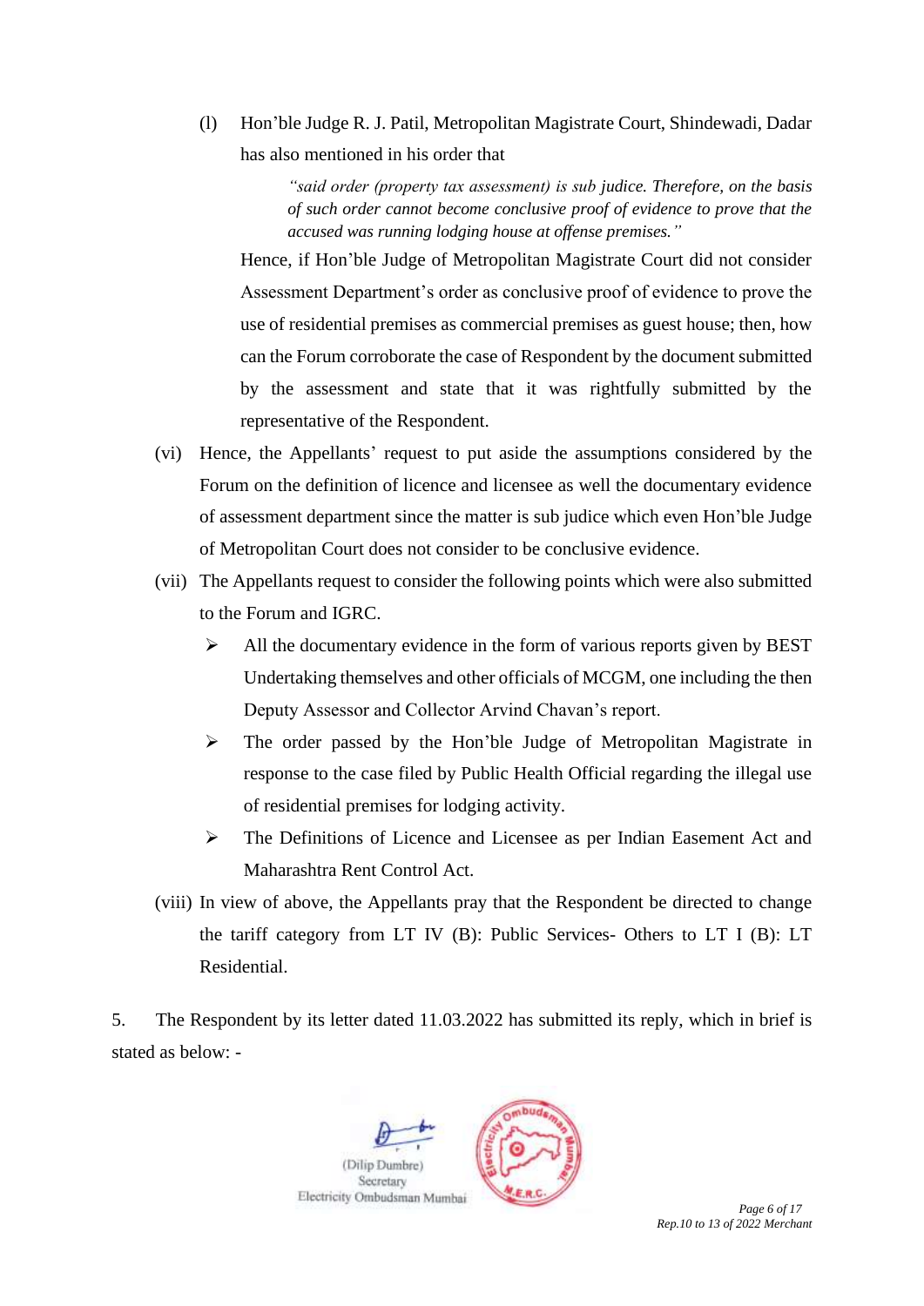(l) Hon'ble Judge R. J. Patil, Metropolitan Magistrate Court, Shindewadi, Dadar has also mentioned in his order that

> *"said order (property tax assessment) is sub judice. Therefore, on the basis of such order cannot become conclusive proof of evidence to prove that the accused was running lodging house at offense premises."*

Hence, if Hon'ble Judge of Metropolitan Magistrate Court did not consider Assessment Department's order as conclusive proof of evidence to prove the use of residential premises as commercial premises as guest house; then, how can the Forum corroborate the case of Respondent by the document submitted by the assessment and state that it was rightfully submitted by the representative of the Respondent.

(vi) Hence, the Appellants' request to put aside the assumptions considered by the Forum on the definition of licence and licensee as well the documentary evidence of assessment department since the matter is sub judice which even Hon'ble Judge of Metropolitan Court does not consider to be conclusive evidence.

(vii) The Appellants request to consider the following points which were also submitted to the Forum and IGRC.

- All the documentary evidence in the form of various reports given by BEST Undertaking themselves and other officials of MCGM, one including the then Deputy Assessor and Collector Arvind Chavan's report.
- The order passed by the Hon'ble Judge of Metropolitan Magistrate in response to the case filed by Public Health Official regarding the illegal use of residential premises for lodging activity.
- The Definitions of Licence and Licensee as per Indian Easement Act and Maharashtra Rent Control Act.

(viii) In view of above, the Appellants pray that the Respondent be directed to change the tariff category from LT IV (B): Public Services- Others to LT I (B): LT Residential.

5. The Respondent by its letter dated 11.03.2022 has submitted its reply, which in brief is stated as below: -

(Dilip Dumbre)
Secretary
Electricity Ombudsman Mumbai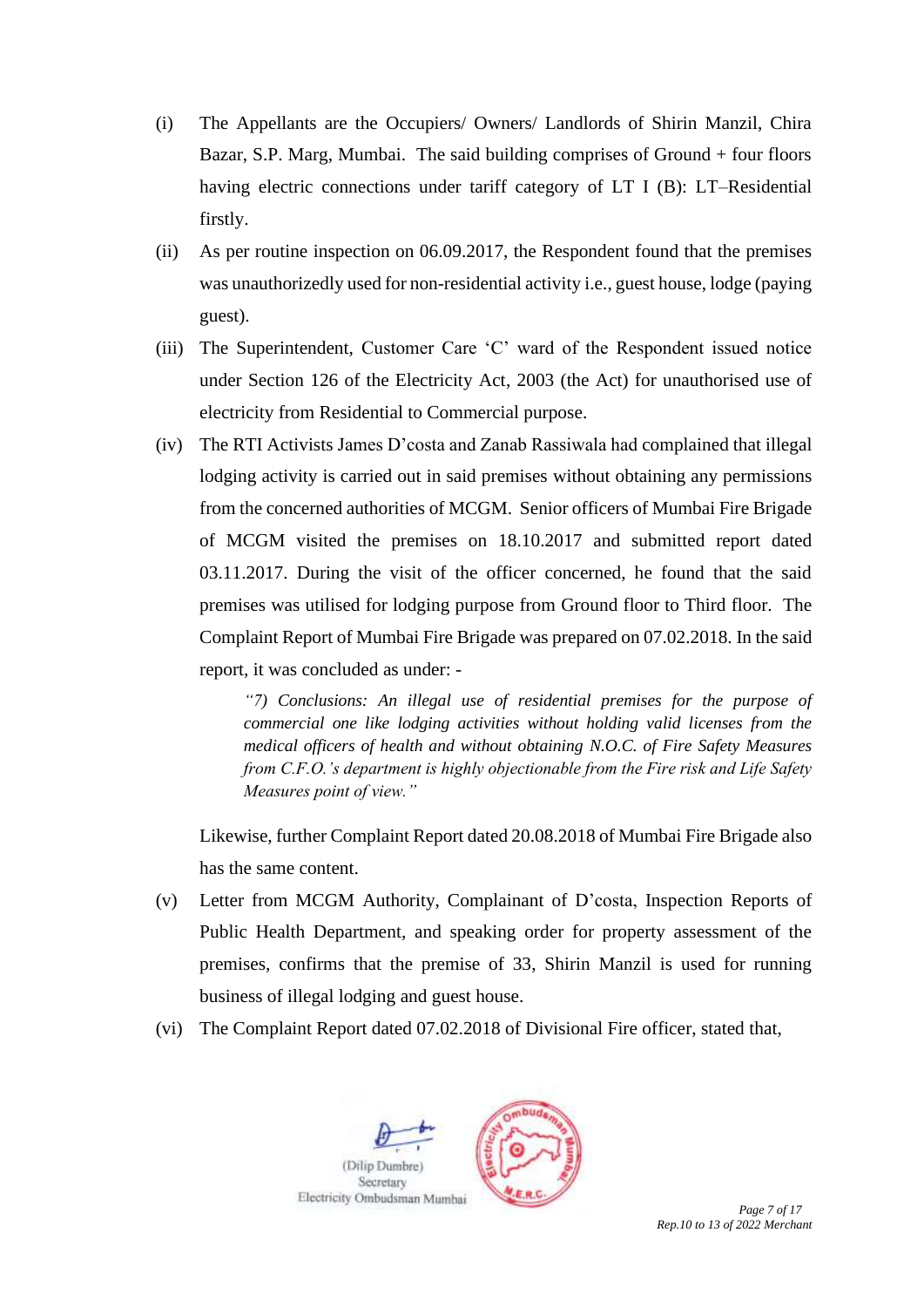(i) The Appellants are the Occupiers/ Owners/ Landlords of Shirin Manzil, Chira Bazar, S.P. Marg, Mumbai. The said building comprises of Ground + four floors having electric connections under tariff category of LT I (B): LT–Residential firstly.

(ii) As per routine inspection on 06.09.2017, the Respondent found that the premises was unauthorizedly used for non-residential activity i.e., guest house, lodge (paying guest).

(iii) The Superintendent, Customer Care 'C' ward of the Respondent issued notice under Section 126 of the Electricity Act, 2003 (the Act) for unauthorised use of electricity from Residential to Commercial purpose.

(iv) The RTI Activists James D'costa and Zanab Rassiwala had complained that illegal lodging activity is carried out in said premises without obtaining any permissions from the concerned authorities of MCGM. Senior officers of Mumbai Fire Brigade of MCGM visited the premises on 18.10.2017 and submitted report dated 03.11.2017. During the visit of the officer concerned, he found that the said premises was utilised for lodging purpose from Ground floor to Third floor. The Complaint Report of Mumbai Fire Brigade was prepared on 07.02.2018. In the said report, it was concluded as under: -

> *"7) Conclusions: An illegal use of residential premises for the purpose of commercial one like lodging activities without holding valid licenses from the medical officers of health and without obtaining N.O.C. of Fire Safety Measures from C.F.O.'s department is highly objectionable from the Fire risk and Life Safety Measures point of view."*

Likewise, further Complaint Report dated 20.08.2018 of Mumbai Fire Brigade also has the same content.

(v) Letter from MCGM Authority, Complainant of D'costa, Inspection Reports of Public Health Department, and speaking order for property assessment of the premises, confirms that the premise of 33, Shirin Manzil is used for running business of illegal lodging and guest house.

(vi) The Complaint Report dated 07.02.2018 of Divisional Fire officer, stated that,

(Dilip Dumbre)
Secretary
Electricity Ombudsman Mumbai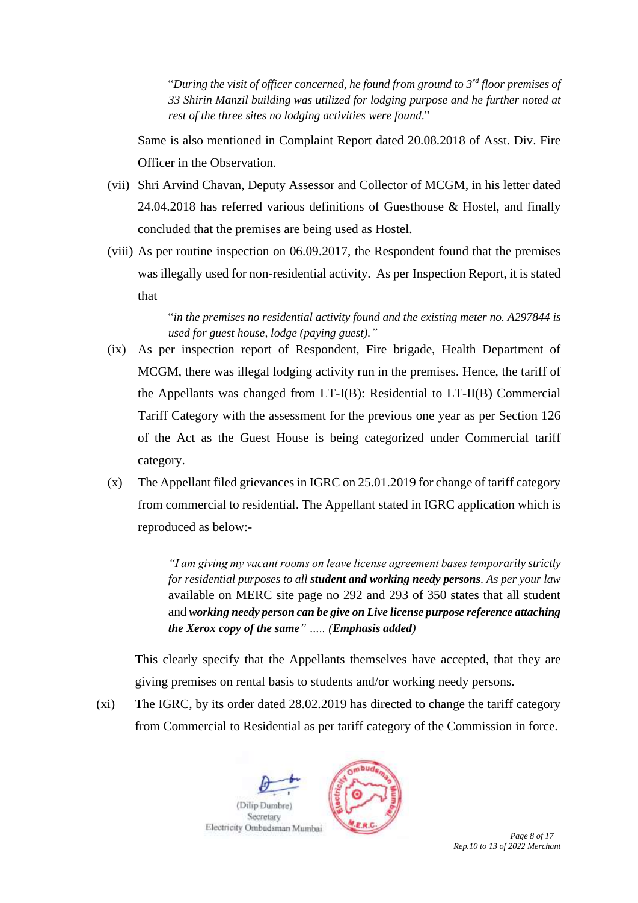> "*During the visit of officer concerned, he found from ground to 3rd floor premises of 33 Shirin Manzil building was utilized for lodging purpose and he further noted at rest of the three sites no lodging activities were found*."

Same is also mentioned in Complaint Report dated 20.08.2018 of Asst. Div. Fire Officer in the Observation.

(vii) Shri Arvind Chavan, Deputy Assessor and Collector of MCGM, in his letter dated 24.04.2018 has referred various definitions of Guesthouse & Hostel, and finally concluded that the premises are being used as Hostel.

(viii) As per routine inspection on 06.09.2017, the Respondent found that the premises was illegally used for non-residential activity. As per Inspection Report, it is stated that

> "*in the premises no residential activity found and the existing meter no. A297844 is used for guest house, lodge (paying guest).*"

(ix) As per inspection report of Respondent, Fire brigade, Health Department of MCGM, there was illegal lodging activity run in the premises. Hence, the tariff of the Appellants was changed from LT-I(B): Residential to LT-II(B) Commercial Tariff Category with the assessment for the previous one year as per Section 126 of the Act as the Guest House is being categorized under Commercial tariff category.

(x) The Appellant filed grievances in IGRC on 25.01.2019 for change of tariff category from commercial to residential. The Appellant stated in IGRC application which is reproduced as below:-

> *"I am giving my vacant rooms on leave license agreement bases temporarily strictly for residential purposes to all* ***student and working needy persons****. As per your law* available on MERC site page no 292 and 293 of 350 states that all student and ***working needy person can be give on Live license purpose reference attaching the Xerox copy of the same****" ….. (**Emphasis added**)*

This clearly specify that the Appellants themselves have accepted, that they are giving premises on rental basis to students and/or working needy persons.

(xi) The IGRC, by its order dated 28.02.2019 has directed to change the tariff category from Commercial to Residential as per tariff category of the Commission in force.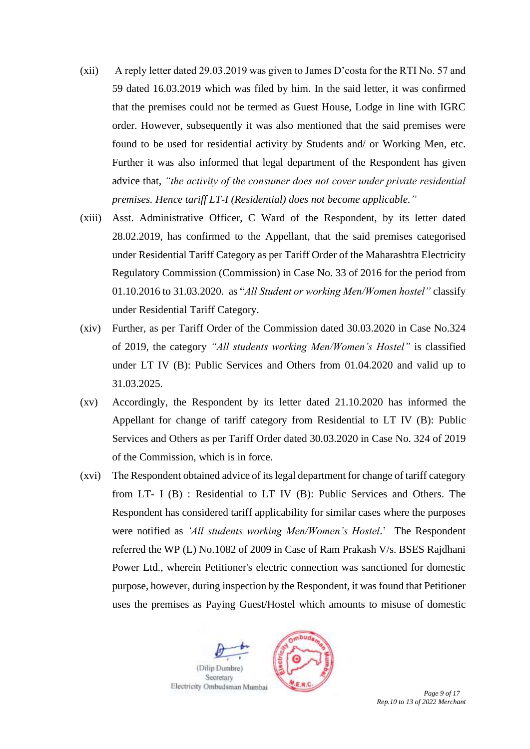(xii) A reply letter dated 29.03.2019 was given to James D'costa for the RTI No. 57 and 59 dated 16.03.2019 which was filed by him. In the said letter, it was confirmed that the premises could not be termed as Guest House, Lodge in line with IGRC order. However, subsequently it was also mentioned that the said premises were found to be used for residential activity by Students and/ or Working Men, etc. Further it was also informed that legal department of the Respondent has given advice that, *"the activity of the consumer does not cover under private residential premises. Hence tariff LT-I (Residential) does not become applicable."*

(xiii) Asst. Administrative Officer, C Ward of the Respondent, by its letter dated 28.02.2019, has confirmed to the Appellant, that the said premises categorised under Residential Tariff Category as per Tariff Order of the Maharashtra Electricity Regulatory Commission (Commission) in Case No. 33 of 2016 for the period from 01.10.2016 to 31.03.2020. as "*All Student or working Men/Women hostel"* classify under Residential Tariff Category.

(xiv) Further, as per Tariff Order of the Commission dated 30.03.2020 in Case No.324 of 2019, the category *"All students working Men/Women's Hostel"* is classified under LT IV (B): Public Services and Others from 01.04.2020 and valid up to 31.03.2025.

(xv) Accordingly, the Respondent by its letter dated 21.10.2020 has informed the Appellant for change of tariff category from Residential to LT IV (B): Public Services and Others as per Tariff Order dated 30.03.2020 in Case No. 324 of 2019 of the Commission, which is in force.

(xvi) The Respondent obtained advice of its legal department for change of tariff category from LT- I (B) : Residential to LT IV (B): Public Services and Others. The Respondent has considered tariff applicability for similar cases where the purposes were notified as *'All students working Men/Women's Hostel*.' The Respondent referred the WP (L) No.1082 of 2009 in Case of Ram Prakash V/s. BSES Rajdhani Power Ltd., wherein Petitioner's electric connection was sanctioned for domestic purpose, however, during inspection by the Respondent, it was found that Petitioner uses the premises as Paying Guest/Hostel which amounts to misuse of domestic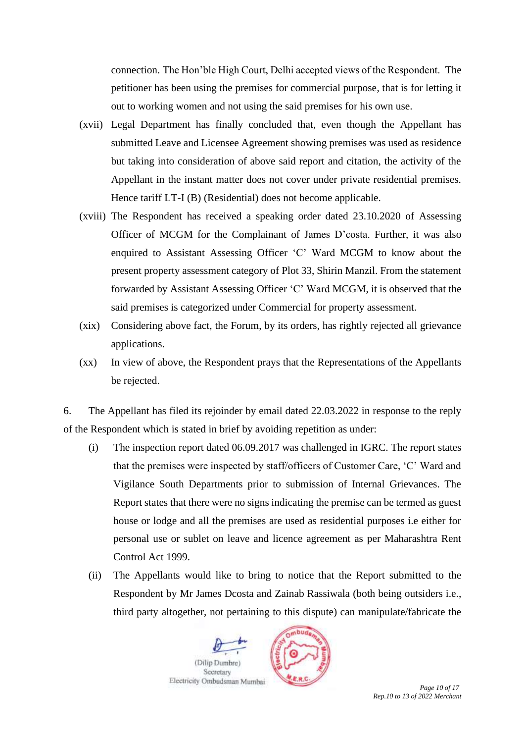connection. The Hon'ble High Court, Delhi accepted views of the Respondent. The petitioner has been using the premises for commercial purpose, that is for letting it out to working women and not using the said premises for his own use.

(xvii) Legal Department has finally concluded that, even though the Appellant has submitted Leave and Licensee Agreement showing premises was used as residence but taking into consideration of above said report and citation, the activity of the Appellant in the instant matter does not cover under private residential premises. Hence tariff LT-I (B) (Residential) does not become applicable.

(xviii) The Respondent has received a speaking order dated 23.10.2020 of Assessing Officer of MCGM for the Complainant of James D'costa. Further, it was also enquired to Assistant Assessing Officer 'C' Ward MCGM to know about the present property assessment category of Plot 33, Shirin Manzil. From the statement forwarded by Assistant Assessing Officer 'C' Ward MCGM, it is observed that the said premises is categorized under Commercial for property assessment.

(xix) Considering above fact, the Forum, by its orders, has rightly rejected all grievance applications.

(xx) In view of above, the Respondent prays that the Representations of the Appellants be rejected.

6. The Appellant has filed its rejoinder by email dated 22.03.2022 in response to the reply of the Respondent which is stated in brief by avoiding repetition as under:

(i) The inspection report dated 06.09.2017 was challenged in IGRC. The report states that the premises were inspected by staff/officers of Customer Care, 'C' Ward and Vigilance South Departments prior to submission of Internal Grievances. The Report states that there were no signs indicating the premise can be termed as guest house or lodge and all the premises are used as residential purposes i.e either for personal use or sublet on leave and licence agreement as per Maharashtra Rent Control Act 1999.

(ii) The Appellants would like to bring to notice that the Report submitted to the Respondent by Mr James Dcosta and Zainab Rassiwala (both being outsiders i.e., third party altogether, not pertaining to this dispute) can manipulate/fabricate the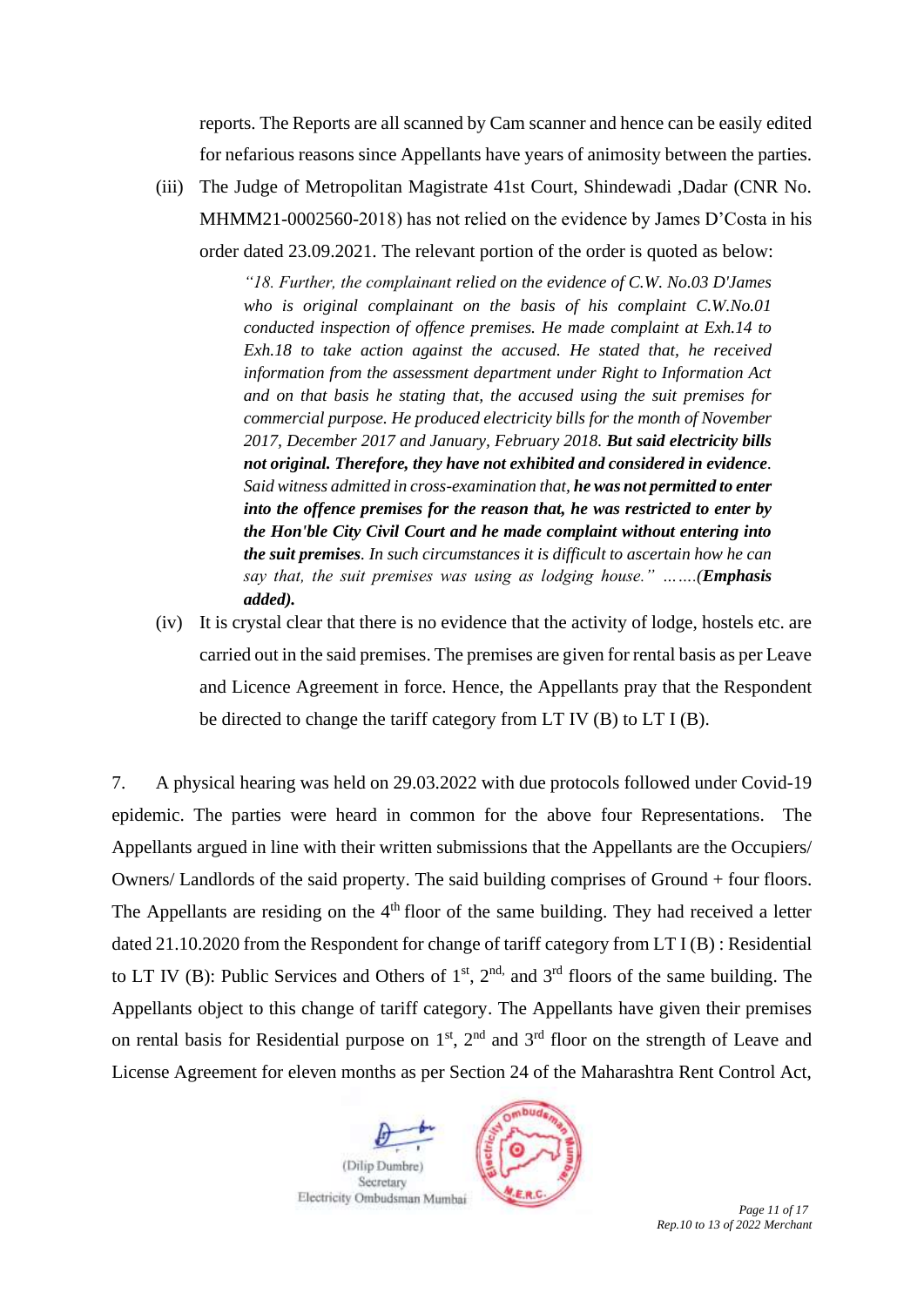reports. The Reports are all scanned by Cam scanner and hence can be easily edited for nefarious reasons since Appellants have years of animosity between the parties.

(iii) The Judge of Metropolitan Magistrate 41st Court, Shindewadi ,Dadar (CNR No. MHMM21-0002560-2018) has not relied on the evidence by James D'Costa in his order dated 23.09.2021. The relevant portion of the order is quoted as below:

> *"18. Further, the complainant relied on the evidence of C.W. No.03 D'James who is original complainant on the basis of his complaint C.W.No.01 conducted inspection of offence premises. He made complaint at Exh.14 to Exh.18 to take action against the accused. He stated that, he received information from the assessment department under Right to Information Act and on that basis he stating that, the accused using the suit premises for commercial purpose. He produced electricity bills for the month of November 2017, December 2017 and January, February 2018.* ***But said electricity bills not original. Therefore, they have not exhibited and considered in evidence****. Said witness admitted in cross-examination that,* ***he was not permitted to enter into the offence premises for the reason that, he was restricted to enter by the Hon'ble City Civil Court and he made complaint without entering into the suit premises****. In such circumstances it is difficult to ascertain how he can say that, the suit premises was using as lodging house." …….(****Emphasis added).***

(iv) It is crystal clear that there is no evidence that the activity of lodge, hostels etc. are carried out in the said premises. The premises are given for rental basis as per Leave and Licence Agreement in force. Hence, the Appellants pray that the Respondent be directed to change the tariff category from LT IV (B) to LT I (B).

7. A physical hearing was held on 29.03.2022 with due protocols followed under Covid-19 epidemic. The parties were heard in common for the above four Representations. The Appellants argued in line with their written submissions that the Appellants are the Occupiers/ Owners/ Landlords of the said property. The said building comprises of Ground + four floors. The Appellants are residing on the 4th floor of the same building. They had received a letter dated 21.10.2020 from the Respondent for change of tariff category from LT I (B) : Residential to LT IV (B): Public Services and Others of 1st, 2nd, and 3rd floors of the same building. The Appellants object to this change of tariff category. The Appellants have given their premises on rental basis for Residential purpose on 1st, 2nd and 3rd floor on the strength of Leave and License Agreement for eleven months as per Section 24 of the Maharashtra Rent Control Act,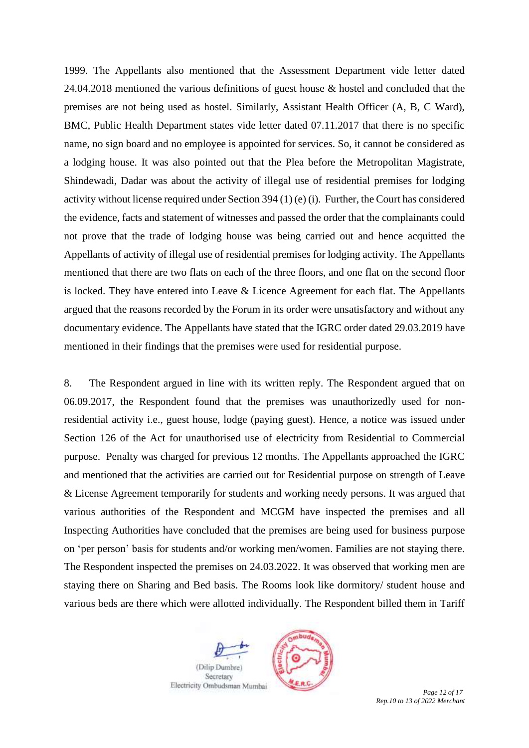1999. The Appellants also mentioned that the Assessment Department vide letter dated 24.04.2018 mentioned the various definitions of guest house & hostel and concluded that the premises are not being used as hostel. Similarly, Assistant Health Officer (A, B, C Ward), BMC, Public Health Department states vide letter dated 07.11.2017 that there is no specific name, no sign board and no employee is appointed for services. So, it cannot be considered as a lodging house. It was also pointed out that the Plea before the Metropolitan Magistrate, Shindewadi, Dadar was about the activity of illegal use of residential premises for lodging activity without license required under Section 394 (1) (e) (i). Further, the Court has considered the evidence, facts and statement of witnesses and passed the order that the complainants could not prove that the trade of lodging house was being carried out and hence acquitted the Appellants of activity of illegal use of residential premises for lodging activity. The Appellants mentioned that there are two flats on each of the three floors, and one flat on the second floor is locked. They have entered into Leave & Licence Agreement for each flat. The Appellants argued that the reasons recorded by the Forum in its order were unsatisfactory and without any documentary evidence. The Appellants have stated that the IGRC order dated 29.03.2019 have mentioned in their findings that the premises were used for residential purpose.

8. The Respondent argued in line with its written reply. The Respondent argued that on 06.09.2017, the Respondent found that the premises was unauthorizedly used for non-residential activity i.e., guest house, lodge (paying guest). Hence, a notice was issued under Section 126 of the Act for unauthorised use of electricity from Residential to Commercial purpose. Penalty was charged for previous 12 months. The Appellants approached the IGRC and mentioned that the activities are carried out for Residential purpose on strength of Leave & License Agreement temporarily for students and working needy persons. It was argued that various authorities of the Respondent and MCGM have inspected the premises and all Inspecting Authorities have concluded that the premises are being used for business purpose on 'per person' basis for students and/or working men/women. Families are not staying there. The Respondent inspected the premises on 24.03.2022. It was observed that working men are staying there on Sharing and Bed basis. The Rooms look like dormitory/ student house and various beds are there which were allotted individually. The Respondent billed them in Tariff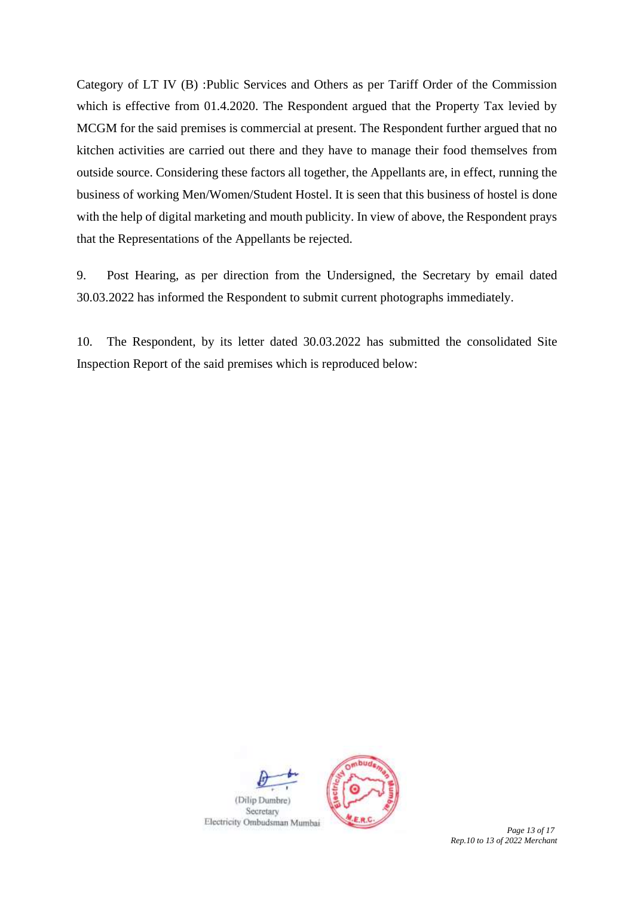Category of LT IV (B) :Public Services and Others as per Tariff Order of the Commission which is effective from 01.4.2020. The Respondent argued that the Property Tax levied by MCGM for the said premises is commercial at present. The Respondent further argued that no kitchen activities are carried out there and they have to manage their food themselves from outside source. Considering these factors all together, the Appellants are, in effect, running the business of working Men/Women/Student Hostel. It is seen that this business of hostel is done with the help of digital marketing and mouth publicity. In view of above, the Respondent prays that the Representations of the Appellants be rejected.

9. Post Hearing, as per direction from the Undersigned, the Secretary by email dated 30.03.2022 has informed the Respondent to submit current photographs immediately.

10. The Respondent, by its letter dated 30.03.2022 has submitted the consolidated Site Inspection Report of the said premises which is reproduced below:

(Dilip Dumbre)
Secretary
Electricity Ombudsman Mumbai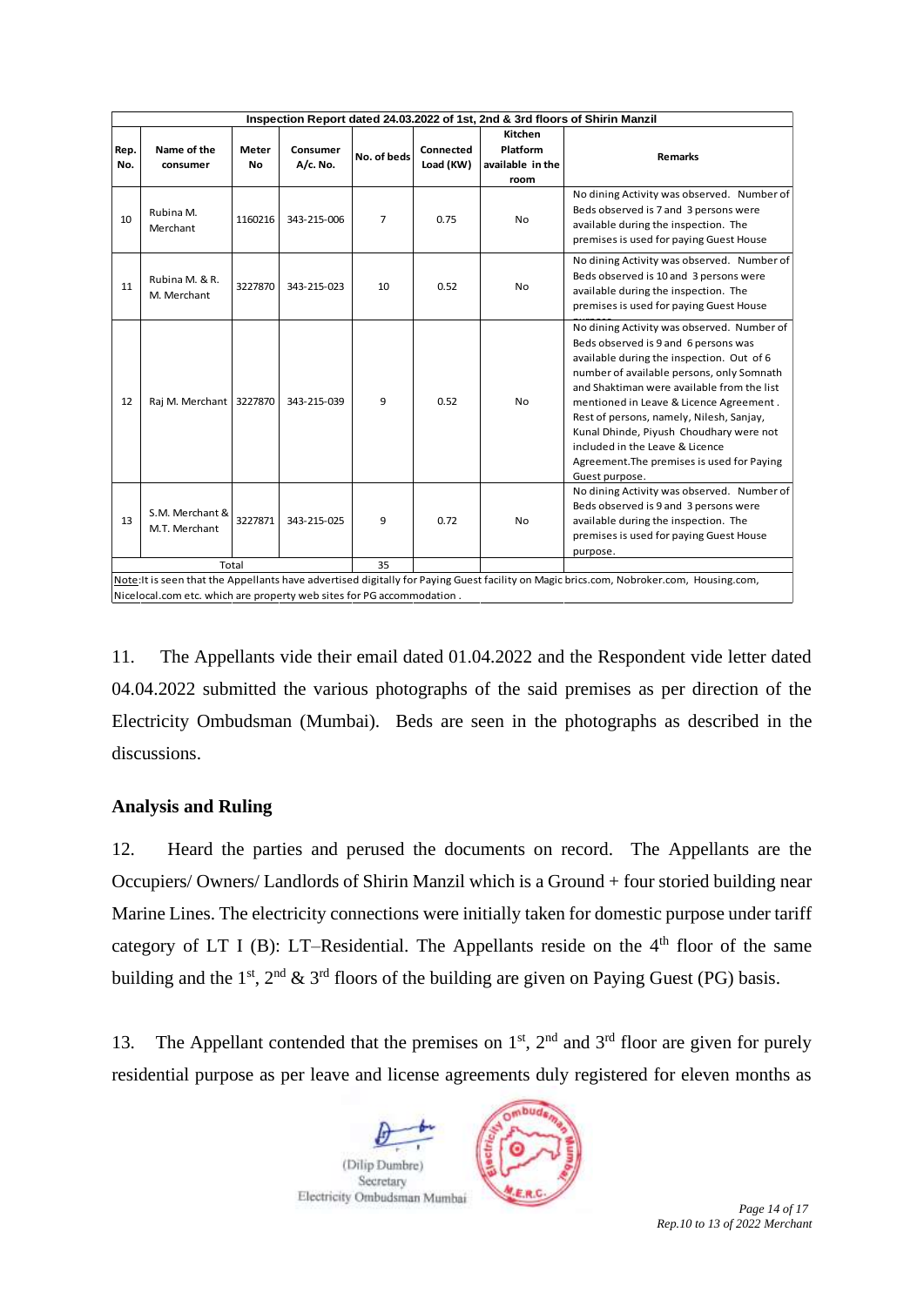| Inspection Report dated 24.03.2022 of 1st, 2nd & 3rd floors of Shirin Manzil | | | | | | | |
|---|---|---|---|---|---|---|---|
| Rep. No. | Name of the consumer | Meter No | Consumer A/c. No. | No. of beds | Connected Load (KW) | Kitchen Platform available in the room | Remarks |
| 10 | Rubina M. Merchant | 1160216 | 343-215-006 | 7 | 0.75 | No | No dining Activity was observed. Number of Beds observed is 7 and 3 persons were available during the inspection. The premises is used for paying Guest House |
| 11 | Rubina M. & R. M. Merchant | 3227870 | 343-215-023 | 10 | 0.52 | No | No dining Activity was observed. Number of Beds observed is 10 and 3 persons were available during the inspection. The premises is used for paying Guest House purpose. |
| 12 | Raj M. Merchant | 3227870 | 343-215-039 | 9 | 0.52 | No | No dining Activity was observed. Number of Beds observed is 9 and 6 persons was available during the inspection. Out of 6 number of available persons, only Somnath and Shaktiman were available from the list mentioned in Leave & Licence Agreement. Rest of persons, namely, Nilesh, Sanjay, Kunal Dhinde, Piyush Choudhary were not included in the Leave & Licence Agreement.The premises is used for Paying Guest purpose. |
| 13 | S.M. Merchant & M.T. Merchant | 3227871 | 343-215-025 | 9 | 0.72 | No | No dining Activity was observed. Number of Beds observed is 9 and 3 persons were available during the inspection. The premises is used for paying Guest House purpose. |
| Total | | | | 35 | | | |

Note: It is seen that the Appellants have advertised digitally for Paying Guest facility on Magic brics.com, Nobroker.com, Housing.com, Nicelocal.com etc. which are property web sites for PG accommodation.

11. The Appellants vide their email dated 01.04.2022 and the Respondent vide letter dated 04.04.2022 submitted the various photographs of the said premises as per direction of the Electricity Ombudsman (Mumbai). Beds are seen in the photographs as described in the discussions.

## Analysis and Ruling

12. Heard the parties and perused the documents on record. The Appellants are the Occupiers/ Owners/ Landlords of Shirin Manzil which is a Ground + four storied building near Marine Lines. The electricity connections were initially taken for domestic purpose under tariff category of LT I (B): LT–Residential. The Appellants reside on the 4th floor of the same building and the 1st, 2nd & 3rd floors of the building are given on Paying Guest (PG) basis.

13. The Appellant contended that the premises on 1st, 2nd and 3rd floor are given for purely residential purpose as per leave and license agreements duly registered for eleven months as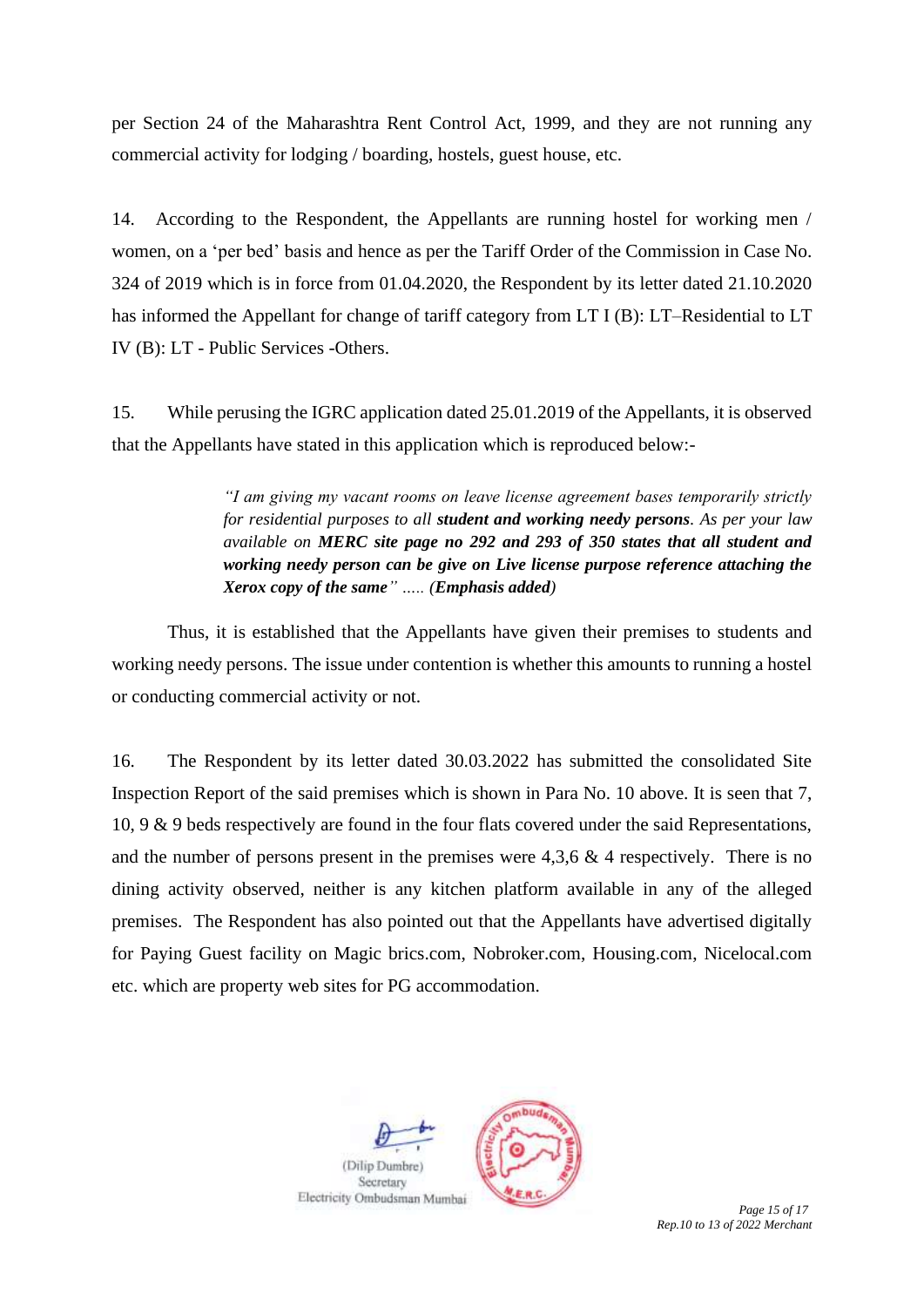per Section 24 of the Maharashtra Rent Control Act, 1999, and they are not running any commercial activity for lodging / boarding, hostels, guest house, etc.

14. According to the Respondent, the Appellants are running hostel for working men / women, on a 'per bed' basis and hence as per the Tariff Order of the Commission in Case No. 324 of 2019 which is in force from 01.04.2020, the Respondent by its letter dated 21.10.2020 has informed the Appellant for change of tariff category from LT I (B): LT–Residential to LT IV (B): LT - Public Services -Others.

15. While perusing the IGRC application dated 25.01.2019 of the Appellants, it is observed that the Appellants have stated in this application which is reproduced below:-

> *"I am giving my vacant rooms on leave license agreement bases temporarily strictly for residential purposes to all **student and working needy persons**. As per your law available on **MERC site page no 292 and 293 of 350 states that all student and working needy person can be give on Live license purpose reference attaching the Xerox copy of the same**" ..... (**Emphasis added**)*

Thus, it is established that the Appellants have given their premises to students and working needy persons. The issue under contention is whether this amounts to running a hostel or conducting commercial activity or not.

16. The Respondent by its letter dated 30.03.2022 has submitted the consolidated Site Inspection Report of the said premises which is shown in Para No. 10 above. It is seen that 7, 10, 9 & 9 beds respectively are found in the four flats covered under the said Representations, and the number of persons present in the premises were 4,3,6 & 4 respectively. There is no dining activity observed, neither is any kitchen platform available in any of the alleged premises. The Respondent has also pointed out that the Appellants have advertised digitally for Paying Guest facility on Magic brics.com, Nobroker.com, Housing.com, Nicelocal.com etc. which are property web sites for PG accommodation.

(Dilip Dumbre)
Secretary
Electricity Ombudsman Mumbai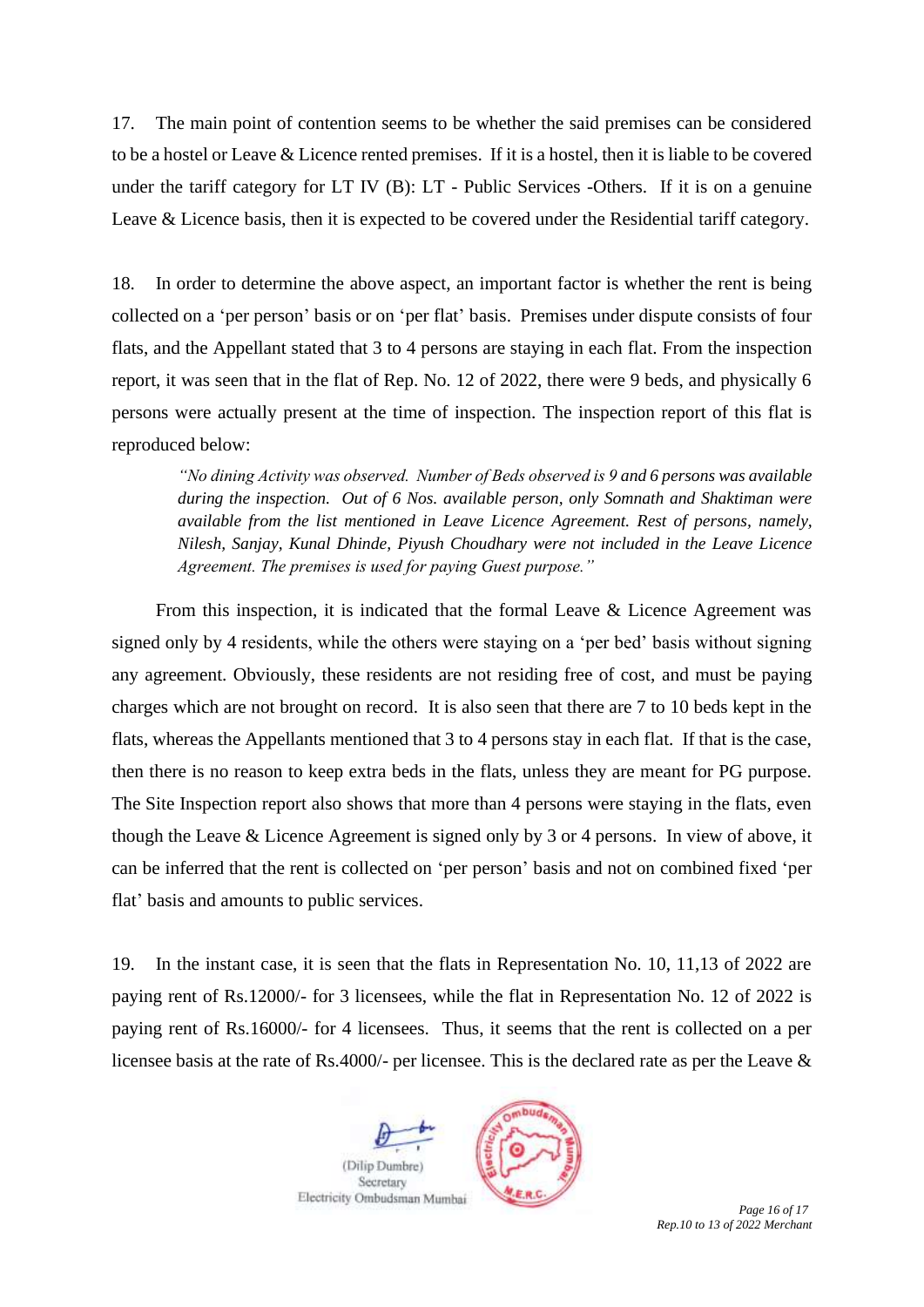17. The main point of contention seems to be whether the said premises can be considered to be a hostel or Leave & Licence rented premises. If it is a hostel, then it is liable to be covered under the tariff category for LT IV (B): LT - Public Services -Others. If it is on a genuine Leave & Licence basis, then it is expected to be covered under the Residential tariff category.

18. In order to determine the above aspect, an important factor is whether the rent is being collected on a 'per person' basis or on 'per flat' basis. Premises under dispute consists of four flats, and the Appellant stated that 3 to 4 persons are staying in each flat. From the inspection report, it was seen that in the flat of Rep. No. 12 of 2022, there were 9 beds, and physically 6 persons were actually present at the time of inspection. The inspection report of this flat is reproduced below:

> *"No dining Activity was observed. Number of Beds observed is 9 and 6 persons was available during the inspection. Out of 6 Nos. available person, only Somnath and Shaktiman were available from the list mentioned in Leave Licence Agreement. Rest of persons, namely, Nilesh, Sanjay, Kunal Dhinde, Piyush Choudhary were not included in the Leave Licence Agreement. The premises is used for paying Guest purpose."*

From this inspection, it is indicated that the formal Leave & Licence Agreement was signed only by 4 residents, while the others were staying on a 'per bed' basis without signing any agreement. Obviously, these residents are not residing free of cost, and must be paying charges which are not brought on record. It is also seen that there are 7 to 10 beds kept in the flats, whereas the Appellants mentioned that 3 to 4 persons stay in each flat. If that is the case, then there is no reason to keep extra beds in the flats, unless they are meant for PG purpose. The Site Inspection report also shows that more than 4 persons were staying in the flats, even though the Leave & Licence Agreement is signed only by 3 or 4 persons. In view of above, it can be inferred that the rent is collected on 'per person' basis and not on combined fixed 'per flat' basis and amounts to public services.

19. In the instant case, it is seen that the flats in Representation No. 10, 11,13 of 2022 are paying rent of Rs.12000/- for 3 licensees, while the flat in Representation No. 12 of 2022 is paying rent of Rs.16000/- for 4 licensees. Thus, it seems that the rent is collected on a per licensee basis at the rate of Rs.4000/- per licensee. This is the declared rate as per the Leave &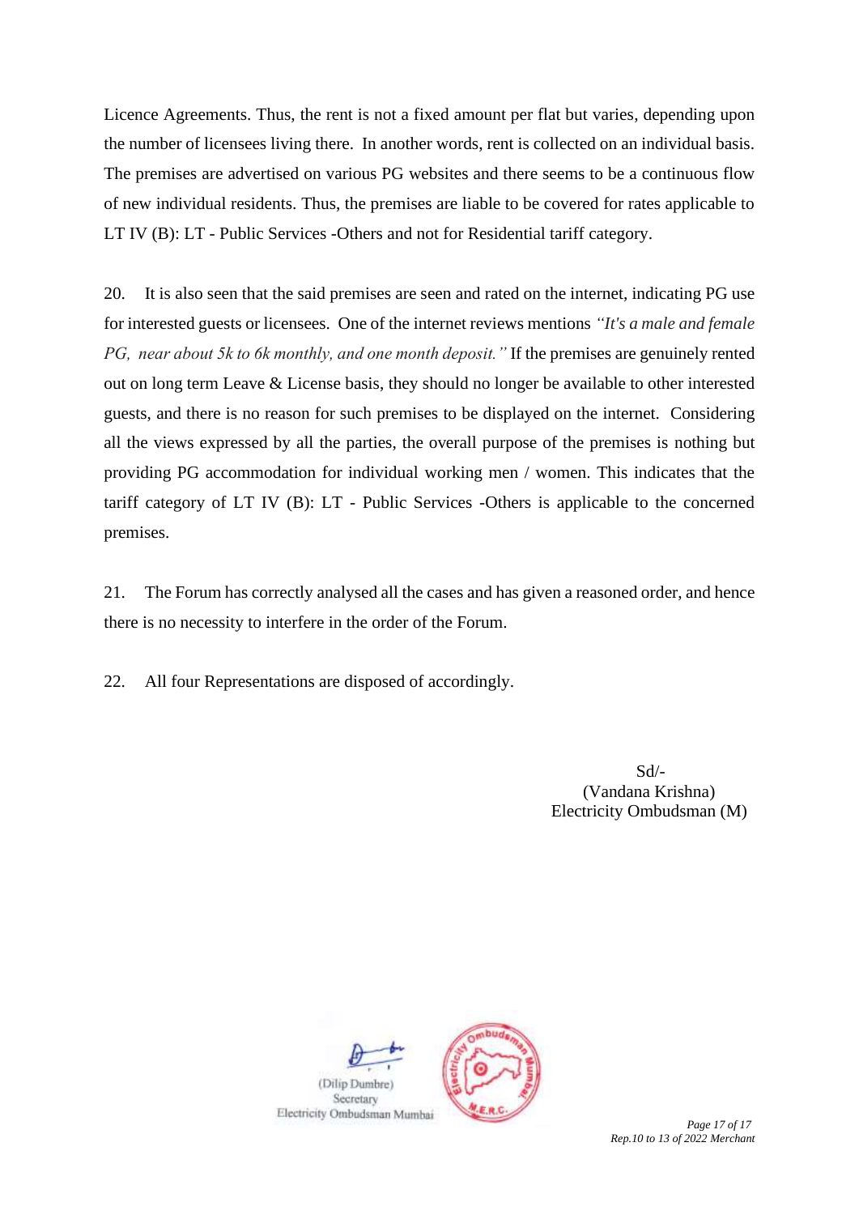Licence Agreements. Thus, the rent is not a fixed amount per flat but varies, depending upon the number of licensees living there. In another words, rent is collected on an individual basis. The premises are advertised on various PG websites and there seems to be a continuous flow of new individual residents. Thus, the premises are liable to be covered for rates applicable to LT IV (B): LT - Public Services -Others and not for Residential tariff category.

20. It is also seen that the said premises are seen and rated on the internet, indicating PG use for interested guests or licensees. One of the internet reviews mentions *"It's a male and female PG, near about 5k to 6k monthly, and one month deposit."* If the premises are genuinely rented out on long term Leave & License basis, they should no longer be available to other interested guests, and there is no reason for such premises to be displayed on the internet. Considering all the views expressed by all the parties, the overall purpose of the premises is nothing but providing PG accommodation for individual working men / women. This indicates that the tariff category of LT IV (B): LT - Public Services -Others is applicable to the concerned premises.

21. The Forum has correctly analysed all the cases and has given a reasoned order, and hence there is no necessity to interfere in the order of the Forum.

22. All four Representations are disposed of accordingly.

Sd/-
(Vandana Krishna)
Electricity Ombudsman (M)

(Dilip Dumbre)
Secretary
Electricity Ombudsman Mumbai